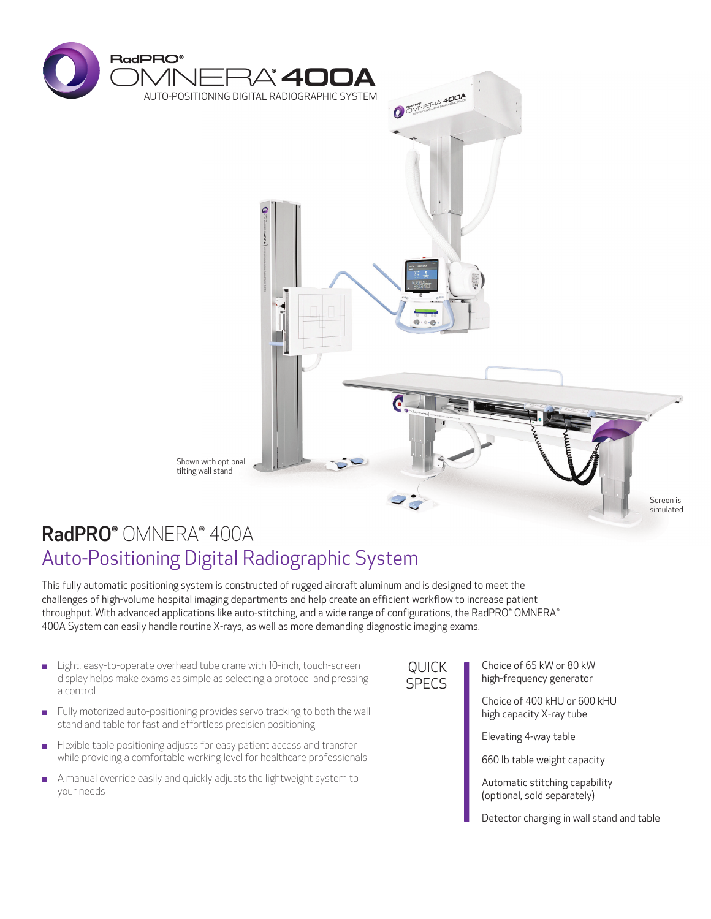RadPRO® OMNERA® 400A

AUTO-POSITIONING DIGITAL RADIOGRAPHIC SYSTEM

Shown with optional tilting wall stand

Screen is simulated

# RadPRO® OMNERA® 400A

## Auto-Positioning Digital Radiographic System

This fully automatic positioning system is constructed of rugged aircraft aluminum and is designed to meet the challenges of high-volume hospital imaging departments and help create an efficient workflow to increase patient throughput. With advanced applications like auto-stitching, and a wide range of configurations, the RadPRO® OMNERA® 400A System can easily handle routine X-rays, as well as more demanding diagnostic imaging exams.

- Light, easy-to-operate overhead tube crane with 10-inch, touch-screen display helps make exams as simple as selecting a protocol and pressing a control
- Fully motorized auto-positioning provides servo tracking to both the wall stand and table for fast and effortless precision positioning
- Flexible table positioning adjusts for easy patient access and transfer while providing a comfortable working level for healthcare professionals
- A manual override easily and quickly adjusts the lightweight system to your needs

### QUICK SPECS

- Choice of 65 kW or 80 kW high-frequency generator
- Choice of 400 kHU or 600 kHU high capacity X-ray tube
- Elevating 4-way table
- 660 lb table weight capacity
- Automatic stitching capability (optional, sold separately)
- Detector charging in wall stand and table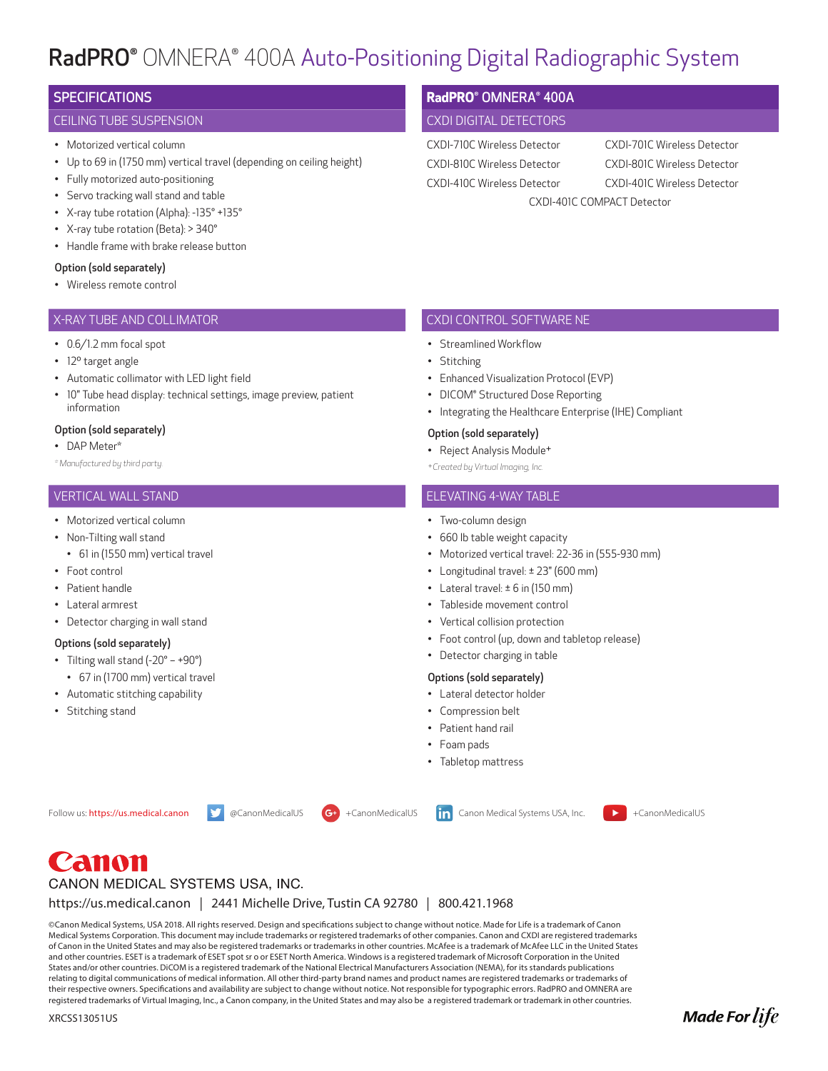# RadPRO® OMNERA® 400A Auto-Positioning Digital Radiographic System

## SPECIFICATIONS

### CEILING TUBE SUSPENSION

- Motorized vertical column
- Up to 69 in (1750 mm) vertical travel (depending on ceiling height)
- Fully motorized auto-positioning
- Servo tracking wall stand and table
- X-ray tube rotation (Alpha): -135° +135°
- X-ray tube rotation (Beta): > 340°
- Handle frame with brake release button

**Option (sold separately)**

- Wireless remote control

### X-RAY TUBE AND COLLIMATOR

- 0.6/1.2 mm focal spot
- 12º target angle
- Automatic collimator with LED light field
- 10" Tube head display: technical settings, image preview, patient information

**Option (sold separately)**

- DAP Meter*

*\* Manufactured by third party*

### VERTICAL WALL STAND

- Motorized vertical column
- Non-Tilting wall stand
  - 61 in (1550 mm) vertical travel
- Foot control
- Patient handle
- Lateral armrest
- Detector charging in wall stand

**Options (sold separately)**

- Tilting wall stand (-20° – +90°)
  - 67 in (1700 mm) vertical travel
- Automatic stitching capability
- Stitching stand

## RadPRO® OMNERA® 400A

### CXDI DIGITAL DETECTORS

- CXDI-710C Wireless Detector
- CXDI-701C Wireless Detector
- CXDI-810C Wireless Detector
- CXDI-801C Wireless Detector
- CXDI-410C Wireless Detector
- CXDI-401C Wireless Detector
- CXDI-401C COMPACT Detector

### CXDI CONTROL SOFTWARE NE

- Streamlined Workflow
- Stitching
- Enhanced Visualization Protocol (EVP)
- DICOM® Structured Dose Reporting
- Integrating the Healthcare Enterprise (IHE) Compliant

**Option (sold separately)**

- Reject Analysis Module+

*+Created by Virtual Imaging, Inc.*

### ELEVATING 4-WAY TABLE

- Two-column design
- 660 lb table weight capacity
- Motorized vertical travel: 22-36 in (555-930 mm)
- Longitudinal travel: ± 23" (600 mm)
- Lateral travel: ± 6 in (150 mm)
- Tableside movement control
- Vertical collision protection
- Foot control (up, down and tabletop release)
- Detector charging in table

**Options (sold separately)**

- Lateral detector holder
- Compression belt
- Patient hand rail
- Foam pads
- Tabletop mattress

Follow us: https://us.medical.canon | @CanonMedicalUS | +CanonMedicalUS | Canon Medical Systems USA, Inc. | +CanonMedicalUS

**Canon**

CANON MEDICAL SYSTEMS USA, INC.

https://us.medical.canon | 2441 Michelle Drive, Tustin CA 92780 | 800.421.1968

©Canon Medical Systems, USA 2018. All rights reserved. Design and specifications subject to change without notice. Made for Life is a trademark of Canon Medical Systems Corporation. This document may include trademarks or registered trademarks of other companies. Canon and CXDI are registered trademarks of Canon in the United States and may also be registered trademarks or trademarks in other countries. McAfee is a trademark of McAfee LLC in the United States and other countries. ESET is a trademark of ESET spot sr o or ESET North America. Windows is a registered trademark of Microsoft Corporation in the United States and/or other countries. DiCOM is a registered trademark of the National Electrical Manufacturers Association (NEMA), for its standards publications relating to digital communications of medical information. All other third-party brand names and product names are registered trademarks or trademarks of their respective owners. Specifications and availability are subject to change without notice. Not responsible for typographic errors. RadPRO and OMNERA are registered trademarks of Virtual Imaging, Inc., a Canon company, in the United States and may also be a registered trademark or trademark in other countries.

XRCSS13051US

*Made For life*